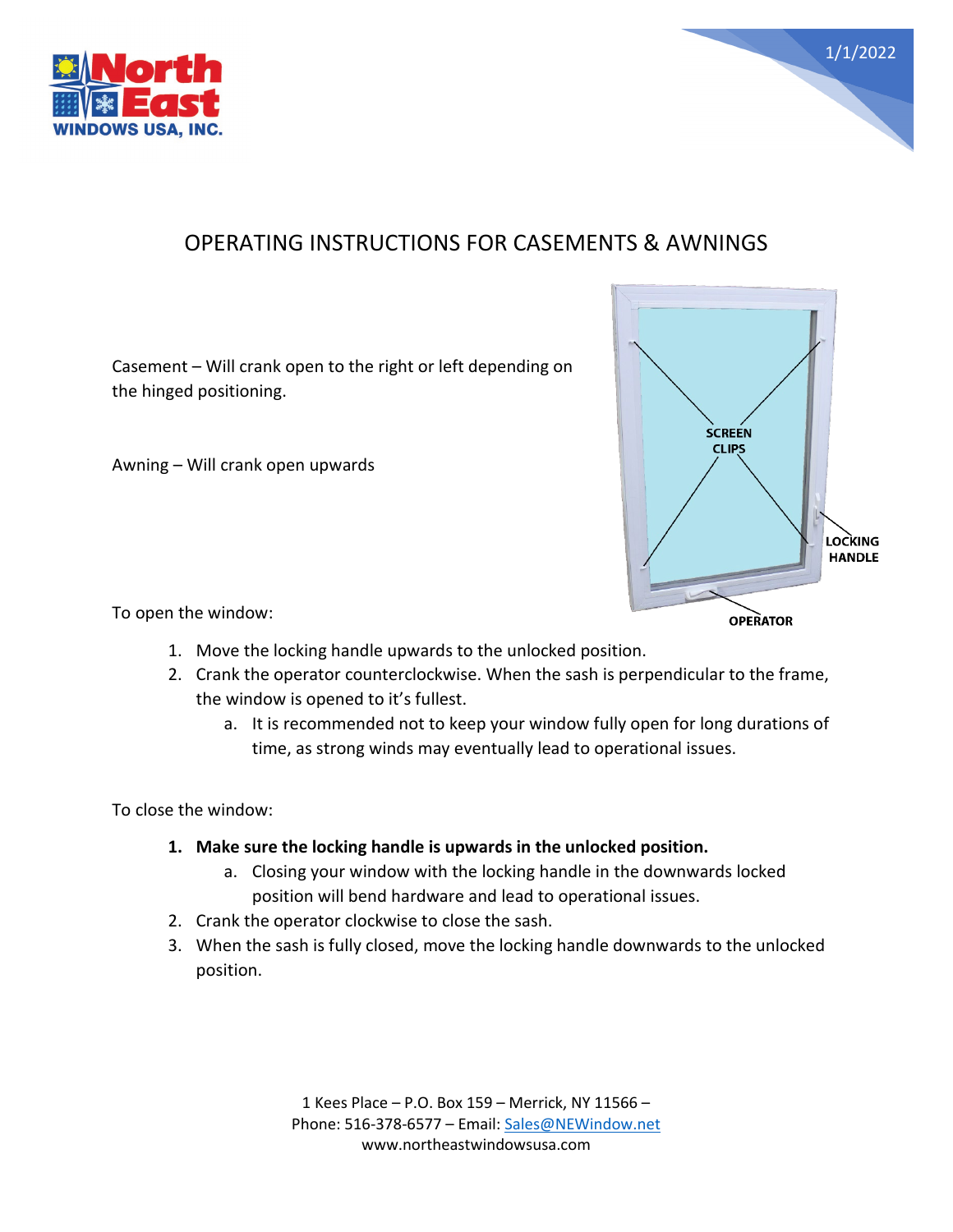1/1/2022

# OPERATING INSTRUCTIONS FOR CASEMENTS & AWNINGS

Casement – Will crank open to the right or left depending on the hinged positioning.

Awning – Will crank open upwards

SCREEN CLIPS

LOCKING HANDLE

OPERATOR

To open the window:

1. Move the locking handle upwards to the unlocked position.
2. Crank the operator counterclockwise. When the sash is perpendicular to the frame, the window is opened to it's fullest.
   a. It is recommended not to keep your window fully open for long durations of time, as strong winds may eventually lead to operational issues.

To close the window:

1. **Make sure the locking handle is upwards in the unlocked position.**
   a. Closing your window with the locking handle in the downwards locked position will bend hardware and lead to operational issues.
2. Crank the operator clockwise to close the sash.
3. When the sash is fully closed, move the locking handle downwards to the unlocked position.

1 Kees Place – P.O. Box 159 – Merrick, NY 11566 –
Phone: 516-378-6577 – Email: Sales@NEWindow.net
www.northeastwindowsusa.com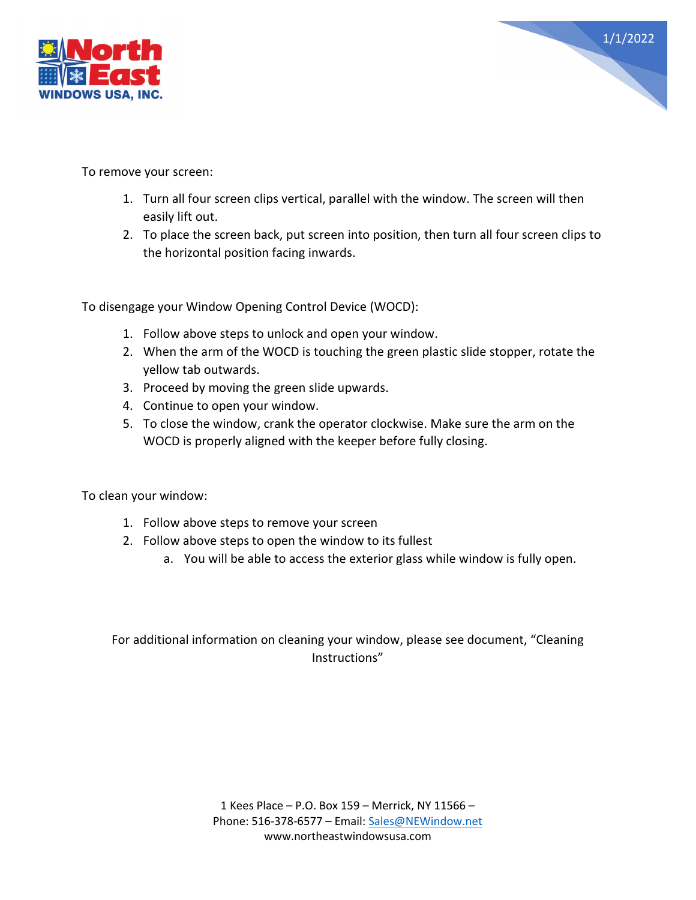To remove your screen:

1. Turn all four screen clips vertical, parallel with the window. The screen will then easily lift out.
2. To place the screen back, put screen into position, then turn all four screen clips to the horizontal position facing inwards.

To disengage your Window Opening Control Device (WOCD):

1. Follow above steps to unlock and open your window.
2. When the arm of the WOCD is touching the green plastic slide stopper, rotate the yellow tab outwards.
3. Proceed by moving the green slide upwards.
4. Continue to open your window.
5. To close the window, crank the operator clockwise. Make sure the arm on the WOCD is properly aligned with the keeper before fully closing.

To clean your window:

1. Follow above steps to remove your screen
2. Follow above steps to open the window to its fullest
   a. You will be able to access the exterior glass while window is fully open.

For additional information on cleaning your window, please see document, "Cleaning Instructions"

1 Kees Place – P.O. Box 159 – Merrick, NY 11566 –
Phone: 516-378-6577 – Email: Sales@NEWindow.net
www.northeastwindowsusa.com